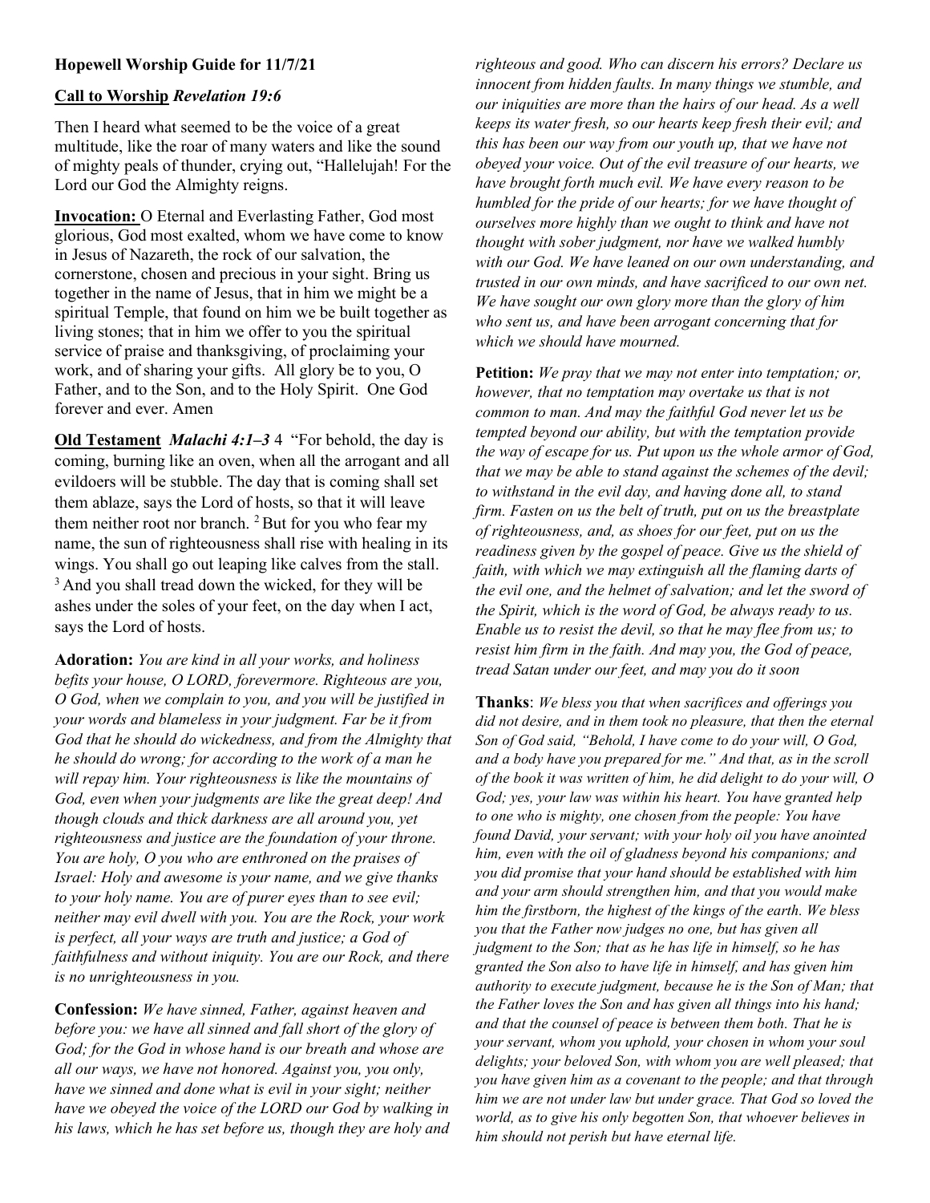**Hopewell Worship Guide for 11/7/21**

**Call to Worship** ***Revelation 19:6***

Then I heard what seemed to be the voice of a great multitude, like the roar of many waters and like the sound of mighty peals of thunder, crying out, "Hallelujah! For the Lord our God the Almighty reigns.

**Invocation:** O Eternal and Everlasting Father, God most glorious, God most exalted, whom we have come to know in Jesus of Nazareth, the rock of our salvation, the cornerstone, chosen and precious in your sight. Bring us together in the name of Jesus, that in him we might be a spiritual Temple, that found on him we be built together as living stones; that in him we offer to you the spiritual service of praise and thanksgiving, of proclaiming your work, and of sharing your gifts. All glory be to you, O Father, and to the Son, and to the Holy Spirit. One God forever and ever. Amen

**Old Testament** ***Malachi 4:1–3*** 4 "For behold, the day is coming, burning like an oven, when all the arrogant and all evildoers will be stubble. The day that is coming shall set them ablaze, says the Lord of hosts, so that it will leave them neither root nor branch. [2] But for you who fear my name, the sun of righteousness shall rise with healing in its wings. You shall go out leaping like calves from the stall. [3] And you shall tread down the wicked, for they will be ashes under the soles of your feet, on the day when I act, says the Lord of hosts.

**Adoration:** *You are kind in all your works, and holiness befits your house, O LORD, forevermore. Righteous are you, O God, when we complain to you, and you will be justified in your words and blameless in your judgment. Far be it from God that he should do wickedness, and from the Almighty that he should do wrong; for according to the work of a man he will repay him. Your righteousness is like the mountains of God, even when your judgments are like the great deep! And though clouds and thick darkness are all around you, yet righteousness and justice are the foundation of your throne. You are holy, O you who are enthroned on the praises of Israel: Holy and awesome is your name, and we give thanks to your holy name. You are of purer eyes than to see evil; neither may evil dwell with you. You are the Rock, your work is perfect, all your ways are truth and justice; a God of faithfulness and without iniquity. You are our Rock, and there is no unrighteousness in you.*

**Confession:** *We have sinned, Father, against heaven and before you: we have all sinned and fall short of the glory of God; for the God in whose hand is our breath and whose are all our ways, we have not honored. Against you, you only, have we sinned and done what is evil in your sight; neither have we obeyed the voice of the LORD our God by walking in his laws, which he has set before us, though they are holy and righteous and good. Who can discern his errors? Declare us innocent from hidden faults. In many things we stumble, and our iniquities are more than the hairs of our head. As a well keeps its water fresh, so our hearts keep fresh their evil; and this has been our way from our youth up, that we have not obeyed your voice. Out of the evil treasure of our hearts, we have brought forth much evil. We have every reason to be humbled for the pride of our hearts; for we have thought of ourselves more highly than we ought to think and have not thought with sober judgment, nor have we walked humbly with our God. We have leaned on our own understanding, and trusted in our own minds, and have sacrificed to our own net. We have sought our own glory more than the glory of him who sent us, and have been arrogant concerning that for which we should have mourned.*

**Petition:** *We pray that we may not enter into temptation; or, however, that no temptation may overtake us that is not common to man. And may the faithful God never let us be tempted beyond our ability, but with the temptation provide the way of escape for us. Put upon us the whole armor of God, that we may be able to stand against the schemes of the devil; to withstand in the evil day, and having done all, to stand firm. Fasten on us the belt of truth, put on us the breastplate of righteousness, and, as shoes for our feet, put on us the readiness given by the gospel of peace. Give us the shield of faith, with which we may extinguish all the flaming darts of the evil one, and the helmet of salvation; and let the sword of the Spirit, which is the word of God, be always ready to us. Enable us to resist the devil, so that he may flee from us; to resist him firm in the faith. And may you, the God of peace, tread Satan under our feet, and may you do it soon*

**Thanks**: *We bless you that when sacrifices and offerings you did not desire, and in them took no pleasure, that then the eternal Son of God said, "Behold, I have come to do your will, O God, and a body have you prepared for me." And that, as in the scroll of the book it was written of him, he did delight to do your will, O God; yes, your law was within his heart. You have granted help to one who is mighty, one chosen from the people: You have found David, your servant; with your holy oil you have anointed him, even with the oil of gladness beyond his companions; and you did promise that your hand should be established with him and your arm should strengthen him, and that you would make him the firstborn, the highest of the kings of the earth. We bless you that the Father now judges no one, but has given all judgment to the Son; that as he has life in himself, so he has granted the Son also to have life in himself, and has given him authority to execute judgment, because he is the Son of Man; that the Father loves the Son and has given all things into his hand; and that the counsel of peace is between them both. That he is your servant, whom you uphold, your chosen in whom your soul delights; your beloved Son, with whom you are well pleased; that you have given him as a covenant to the people; and that through him we are not under law but under grace. That God so loved the world, as to give his only begotten Son, that whoever believes in him should not perish but have eternal life.*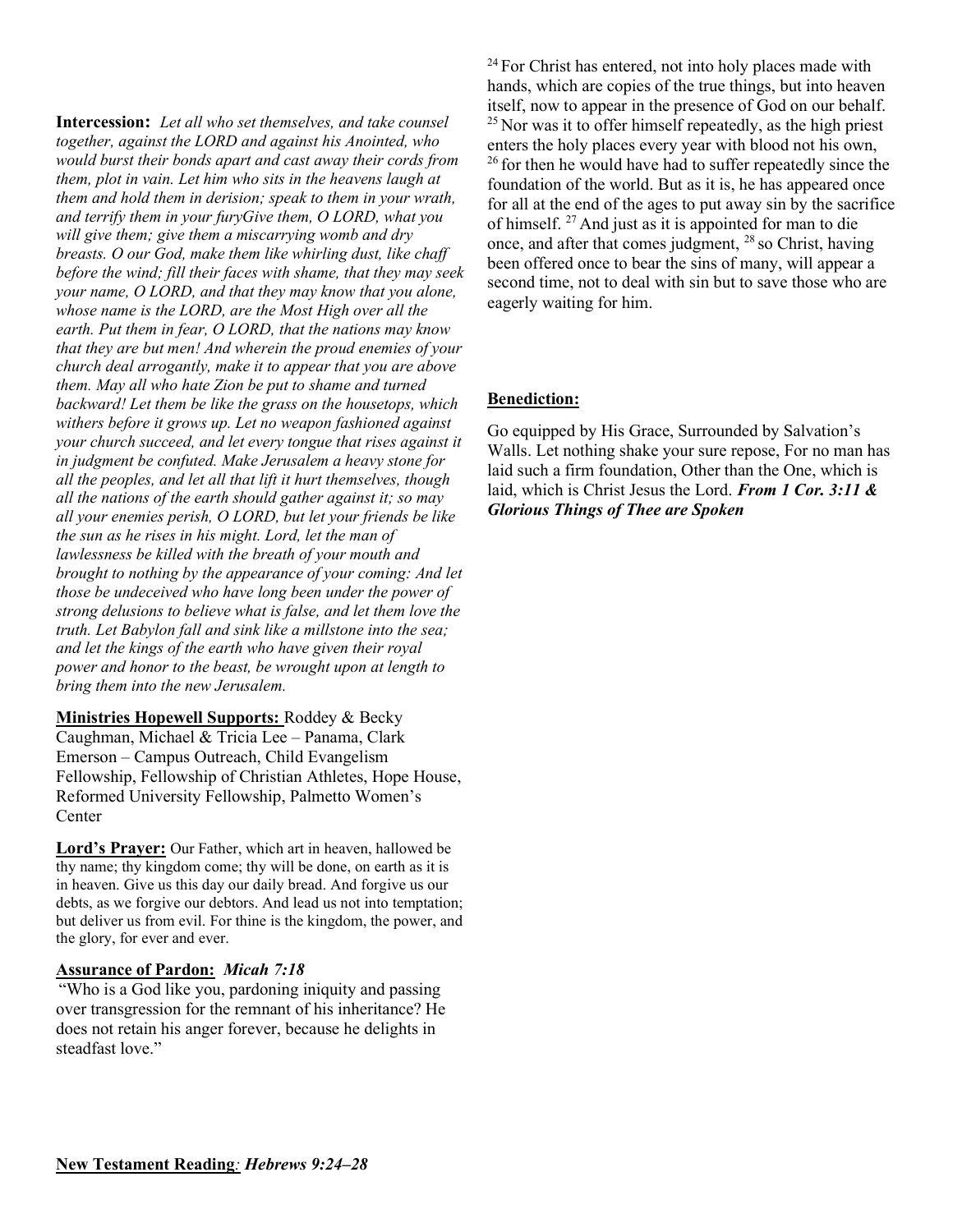**Intercession:** *Let all who set themselves, and take counsel together, against the LORD and against his Anointed, who would burst their bonds apart and cast away their cords from them, plot in vain. Let him who sits in the heavens laugh at them and hold them in derision; speak to them in your wrath, and terrify them in your furyGive them, O LORD, what you will give them; give them a miscarrying womb and dry breasts. O our God, make them like whirling dust, like chaff before the wind; fill their faces with shame, that they may seek your name, O LORD, and that they may know that you alone, whose name is the LORD, are the Most High over all the earth. Put them in fear, O LORD, that the nations may know that they are but men! And wherein the proud enemies of your church deal arrogantly, make it to appear that you are above them. May all who hate Zion be put to shame and turned backward! Let them be like the grass on the housetops, which withers before it grows up. Let no weapon fashioned against your church succeed, and let every tongue that rises against it in judgment be confuted. Make Jerusalem a heavy stone for all the peoples, and let all that lift it hurt themselves, though all the nations of the earth should gather against it; so may all your enemies perish, O LORD, but let your friends be like the sun as he rises in his might. Lord, let the man of lawlessness be killed with the breath of your mouth and brought to nothing by the appearance of your coming: And let those be undeceived who have long been under the power of strong delusions to believe what is false, and let them love the truth. Let Babylon fall and sink like a millstone into the sea; and let the kings of the earth who have given their royal power and honor to the beast, be wrought upon at length to bring them into the new Jerusalem.*

**Ministries Hopewell Supports:** Roddey & Becky Caughman, Michael & Tricia Lee – Panama, Clark Emerson – Campus Outreach, Child Evangelism Fellowship, Fellowship of Christian Athletes, Hope House, Reformed University Fellowship, Palmetto Women's Center

**Lord's Prayer:** Our Father, which art in heaven, hallowed be thy name; thy kingdom come; thy will be done, on earth as it is in heaven. Give us this day our daily bread. And forgive us our debts, as we forgive our debtors. And lead us not into temptation; but deliver us from evil. For thine is the kingdom, the power, and the glory, for ever and ever.

**Assurance of Pardon:** ***Micah 7:18***

"Who is a God like you, pardoning iniquity and passing over transgression for the remnant of his inheritance? He does not retain his anger forever, because he delights in steadfast love."

**New Testament Reading***: Hebrews 9:24–28*

[24] For Christ has entered, not into holy places made with hands, which are copies of the true things, but into heaven itself, now to appear in the presence of God on our behalf. [25] Nor was it to offer himself repeatedly, as the high priest enters the holy places every year with blood not his own, [26] for then he would have had to suffer repeatedly since the foundation of the world. But as it is, he has appeared once for all at the end of the ages to put away sin by the sacrifice of himself. [27] And just as it is appointed for man to die once, and after that comes judgment, [28] so Christ, having been offered once to bear the sins of many, will appear a second time, not to deal with sin but to save those who are eagerly waiting for him.

**Benediction:**

Go equipped by His Grace, Surrounded by Salvation's Walls. Let nothing shake your sure repose, For no man has laid such a firm foundation, Other than the One, which is laid, which is Christ Jesus the Lord. ***From 1 Cor. 3:11 & Glorious Things of Thee are Spoken***